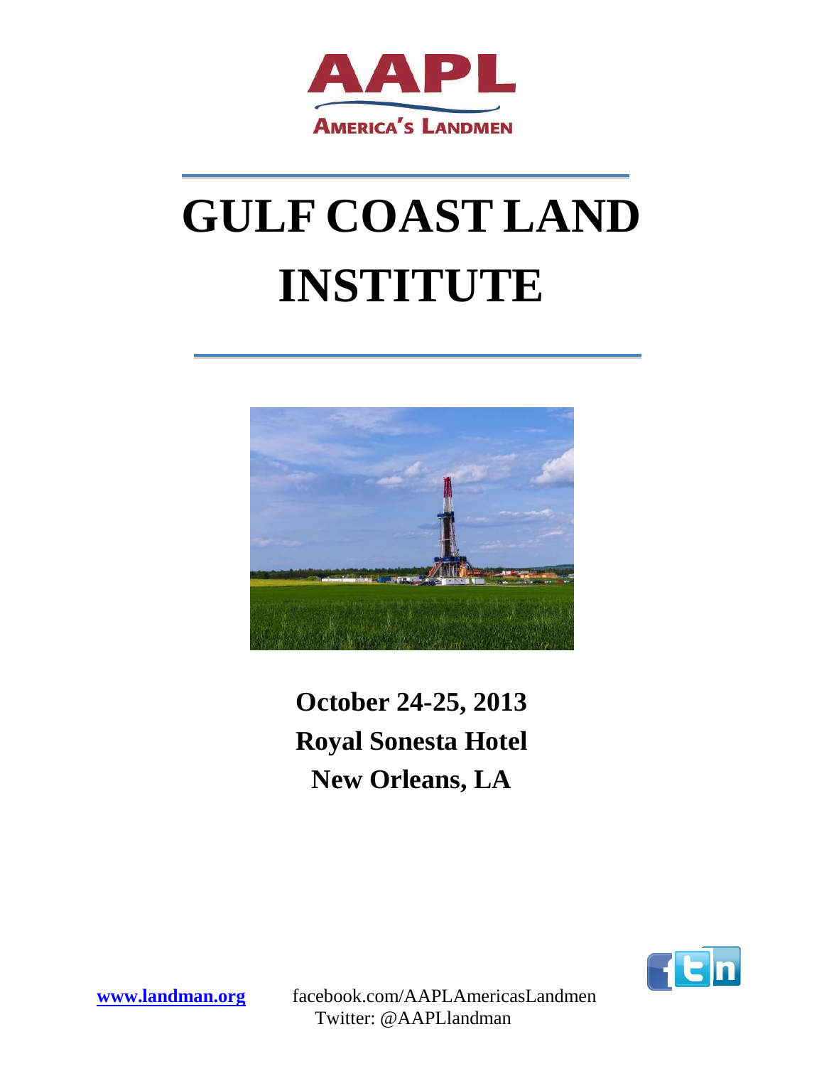AAPL

AMERICA'S LANDMEN

# GULF COAST LAND INSTITUTE

**October 24-25, 2013**

**Royal Sesta Hotel**

**New Orleans, LA**

**www.landman.org** facebook.com/AAPLAmericasLandmen

Twitter: @AAPLlandman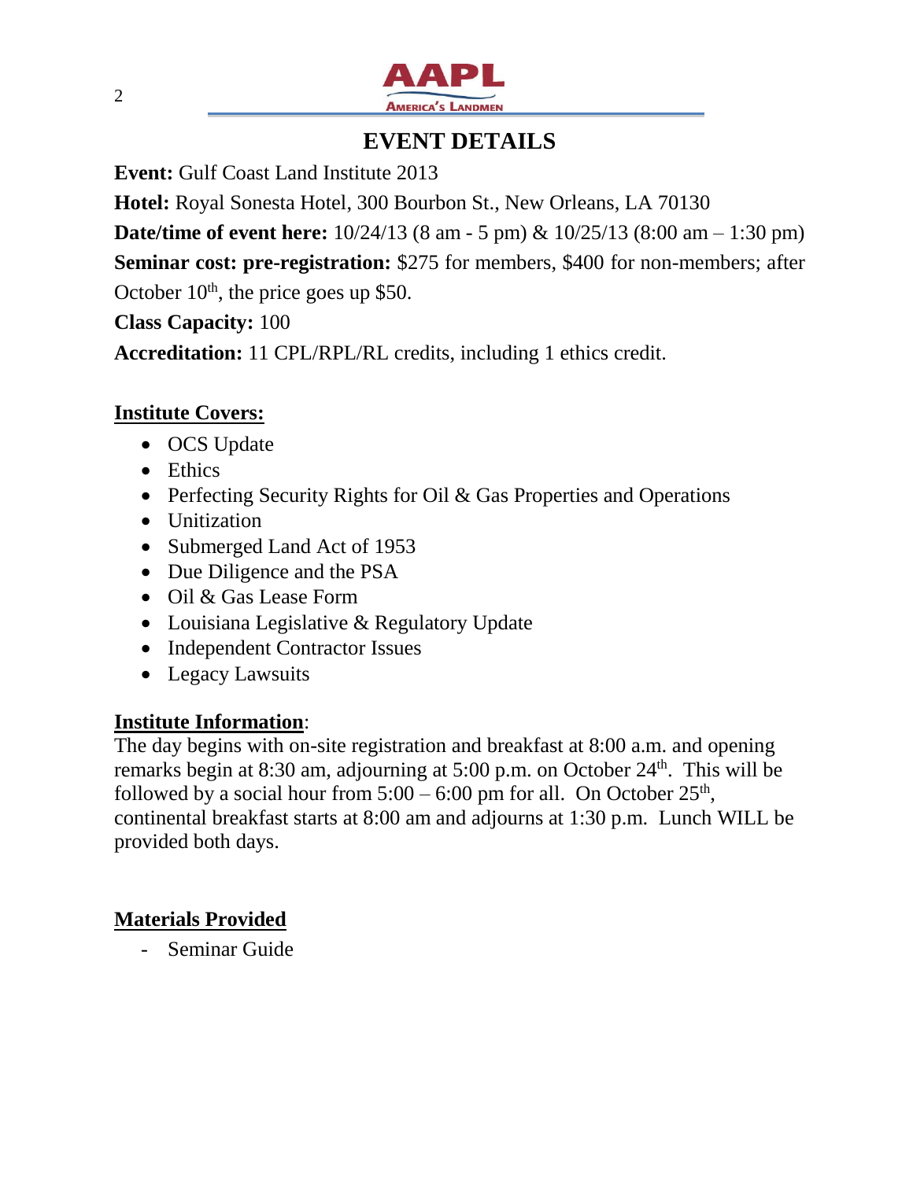# EVENT DETAILS

**Event:** Gulf Coast Land Institute 2013

**Hotel:** Royal Sonesta Hotel, 300 Bourbon St., New Orleans, LA 70130

**Date/time of event here:** 10/24/13 (8 am - 5 pm) & 10/25/13 (8:00 am – 1:30 pm)

**Seminar cost: pre-registration:** $275 for members, $400 for non-members; after October 10th, the price goes up $50.

**Class Capacity:** 100

**Accreditation:** 11 CPL/RPL/RL credits, including 1 ethics credit.

## Institute Covers:

- OCS Update
- Ethics
- Perfecting Security Rights for Oil & Gas Properties and Operations
- Unitization
- Submerged Land Act of 1953
- Due Diligence and the PSA
- Oil & Gas Lease Form
- Louisiana Legislative & Regulatory Update
- Independent Contractor Issues
- Legacy Lawsuits

## Institute Information:

The day begins with on-site registration and breakfast at 8:00 a.m. and opening remarks begin at 8:30 am, adjourning at 5:00 p.m. on October 24th. This will be followed by a social hour from 5:00 – 6:00 pm for all. On October 25th, continental breakfast starts at 8:00 am and adjourns at 1:30 p.m. Lunch WILL be provided both days.

## Materials Provided

- Seminar Guide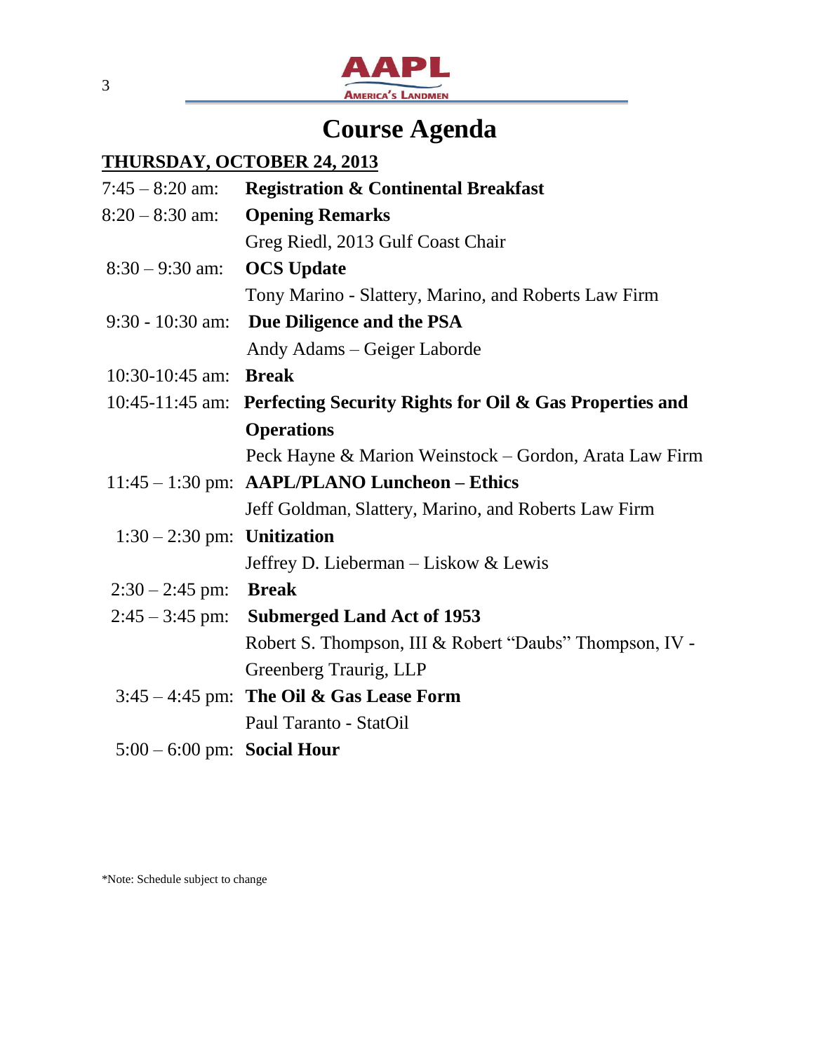# Course Agenda

**THURSDAY, OCTOBER 24, 2013**

| | |
|---|---|
| 7:45 – 8:20 am: | **Registration & Continental Breakfast** |
| 8:20 – 8:30 am: | **Opening Remarks** |
| | Greg Riedl, 2013 Gulf Coast Chair |
| 8:30 – 9:30 am: | **OCS Update** |
| | Tony Marino - Slattery, Marino, and Roberts Law Firm |
| 9:30 - 10:30 am: | **Due Diligence and the PSA** |
| | Andy Adams – Geiger Laborde |
| 10:30-10:45 am: | **Break** |
| 10:45-11:45 am: | **Perfecting Security Rights for Oil & Gas Properties and Operations** |
| | Peck Hayne & Marion Weinstock – Gordon, Arata Law Firm |
| 11:45 – 1:30 pm: | **AAPL/PLANO Luncheon – Ethics** |
| | Jeff Goldman, Slattery, Marino, and Roberts Law Firm |
| 1:30 – 2:30 pm: | **Unitization** |
| | Jeffrey D. Lieberman – Liskow & Lewis |
| 2:30 – 2:45 pm: | **Break** |
| 2:45 – 3:45 pm: | **Submerged Land Act of 1953** |
| | Robert S. Thompson, III & Robert "Daubs" Thompson, IV - Greenberg Traurig, LLP |
| 3:45 – 4:45 pm: | **The Oil & Gas Lease Form** |
| | Paul Taranto - StatOil |
| 5:00 – 6:00 pm: | **Social Hour** |

*Note: Schedule subject to change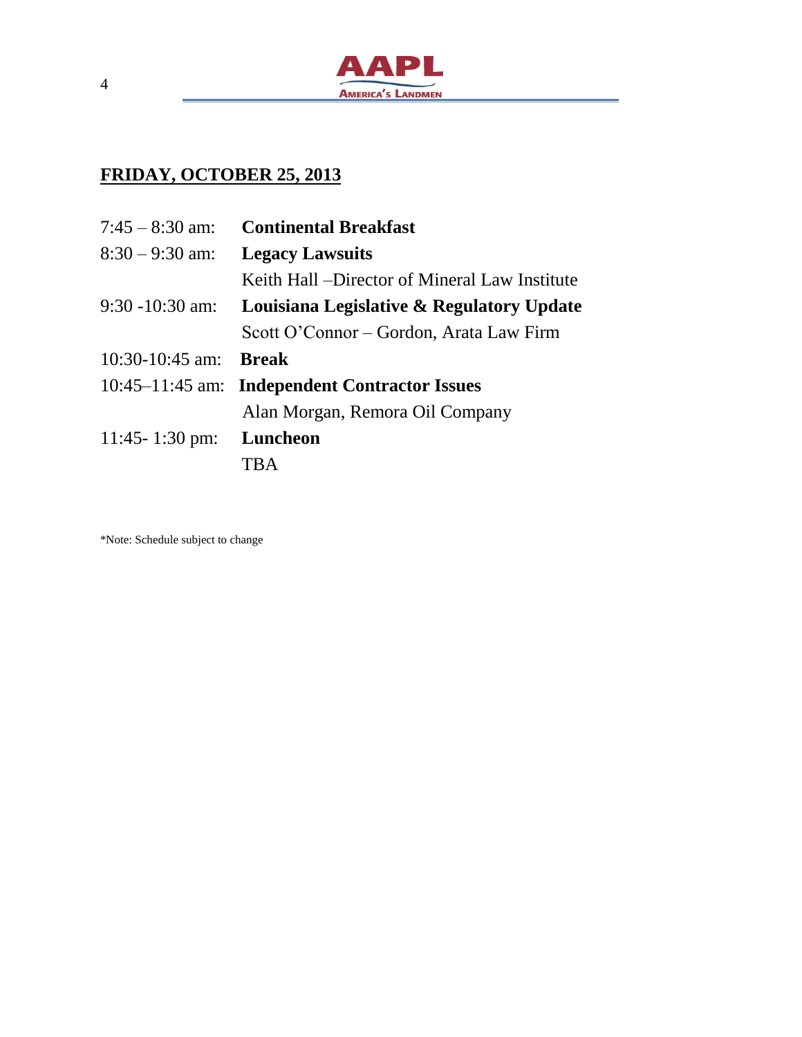## FRIDAY, OCTOBER 25, 2013

| | |
|---|---|
| 7:45 – 8:30 am: | **Continental Breakfast** |
| 8:30 – 9:30 am: | **Legacy Lawsuits** |
| | Keith Hall –Director of Mineral Law Institute |
| 9:30 -10:30 am: | **Louisiana Legislative & Regulatory Update** |
| | Scott O'Connor – Gordon, Arata Law Firm |
| 10:30-10:45 am: | **Break** |
| 10:45–11:45 am: | **Independent Contractor Issues** |
| | Alan Morgan, Remora Oil Company |
| 11:45- 1:30 pm: | **Luncheon** |
| | TBA |

*Note: Schedule subject to change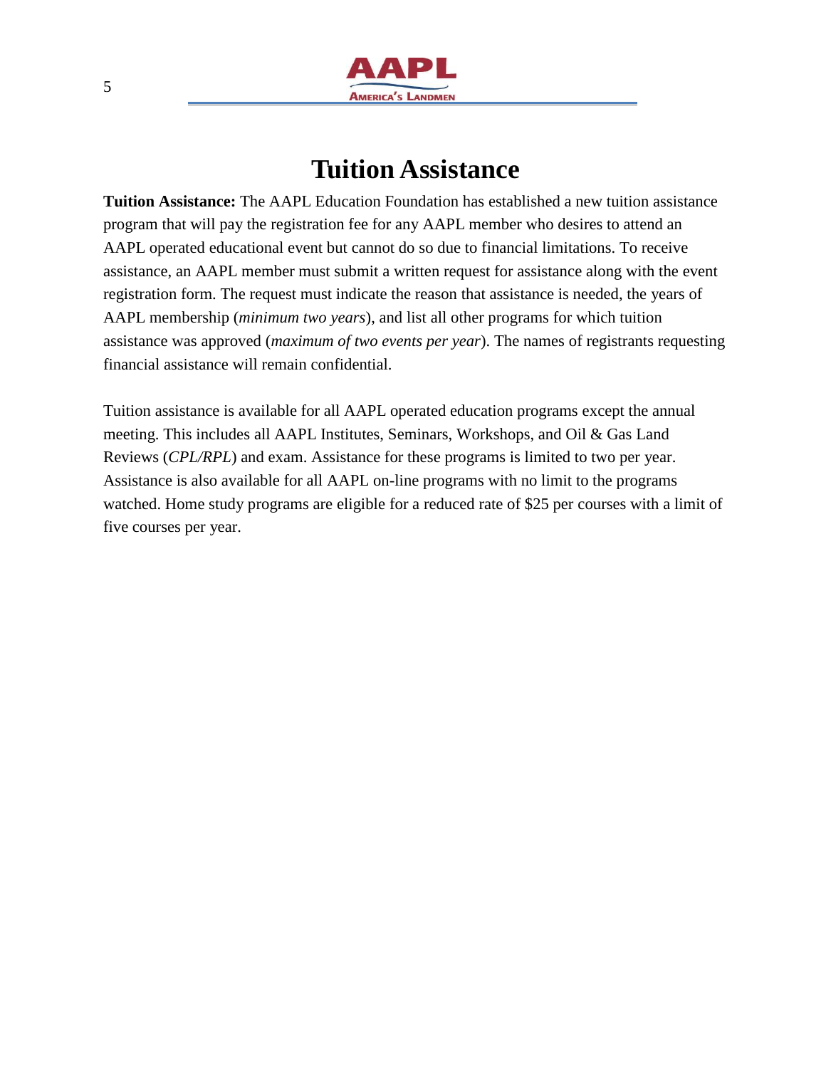# Tuition Assistance

**Tuition Assistance:** The AAPL Education Foundation has established a new tuition assistance program that will pay the registration fee for any AAPL member who desires to attend an AAPL operated educational event but cannot do so due to financial limitations. To receive assistance, an AAPL member must submit a written request for assistance along with the event registration form. The request must indicate the reason that assistance is needed, the years of AAPL membership (*minimum two years*), and list all other programs for which tuition assistance was approved (*maximum of two events per year*). The names of registrants requesting financial assistance will remain confidential.

Tuition assistance is available for all AAPL operated education programs except the annual meeting. This includes all AAPL Institutes, Seminars, Workshops, and Oil & Gas Land Reviews (*CPL/RPL*) and exam. Assistance for these programs is limited to two per year. Assistance is also available for all AAPL on-line programs with no limit to the programs watched. Home study programs are eligible for a reduced rate of $25 per courses with a limit of five courses per year.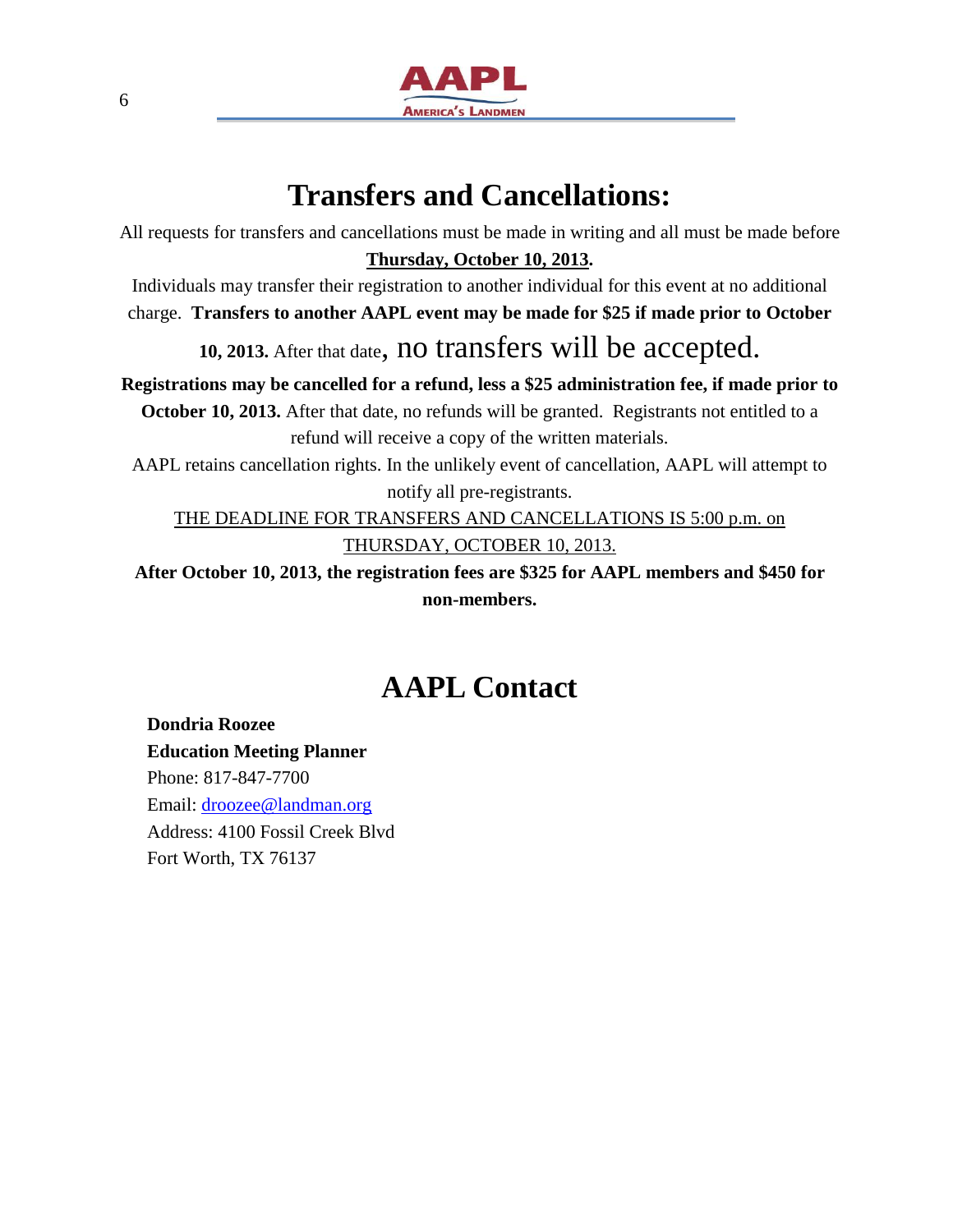# Transfers and Cancellations:

All requests for transfers and cancellations must be made in writing and all must be made before **Thursday, October 10, 2013.**

Individuals may transfer their registration to another individual for this event at no additional charge. **Transfers to another AAPL event may be made for $25 if made prior to October 10, 2013.** After that date, no transfers will be accepted.

**Registrations may be cancelled for a refund, less a $25 administration fee, if made prior to October 10, 2013.** After that date, no refunds will be granted. Registrants not entitled to a refund will receive a copy of the written materials.

AAPL retains cancellation rights. In the unlikely event of cancellation, AAPL will attempt to notify all pre-registrants.

THE DEADLINE FOR TRANSFERS AND CANCELLATIONS IS 5:00 p.m. on THURSDAY, OCTOBER 10, 2013.

**After October 10, 2013, the registration fees are $325 for AAPL members and $450 for non-members.**

# AAPL Contact

**Dondria Roozee**
**Education Meeting Planner**
Phone: 817-847-7700
Email: droozee@landman.org
Address: 4100 Fossil Creek Blvd
Fort Worth, TX 76137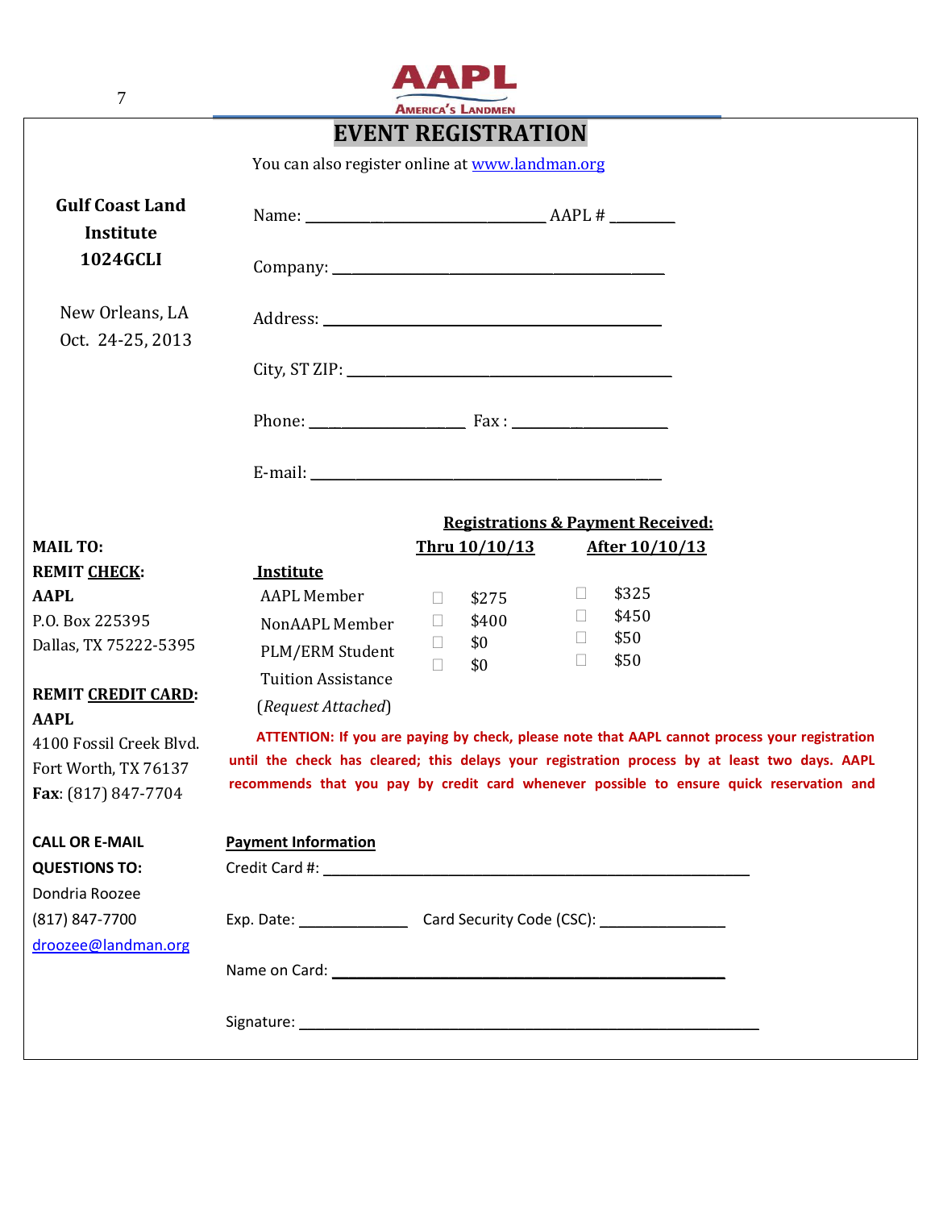AAPL
America's Landmen

# EVENT REGISTRATION

You can also register online at www.landman.org

**Gulf Coast Land Institute**
**1024GCLI**

New Orleans, LA
Oct. 24-25, 2013

Name: ______________________ AAPL # ________

Company: ______________________

Address: ______________________

City, ST ZIP: ______________________

Phone: ______________ Fax : ______________

E-mail: ______________________

**MAIL TO:**

**REMIT CHECK:**
**AAPL**
P.O. Box 225395
Dallas, TX 75222-5395

**REMIT CREDIT CARD:**
**AAPL**
4100 Fossil Creek Blvd.
Fort Worth, TX 76137
**Fax**: (817) 847-7704

**CALL OR E-MAIL QUESTIONS TO:**
Dondria Roozee
(817) 847-7700
droozee@landman.org

**Registrations & Payment Received:**

| Institute | Thru 10/10/13 | After 10/10/13 |
|---|---|---|
| AAPL Member | ☐ $275 | ☐ $325 |
| NonAAPL Member | ☐ $400 | ☐ $450 |
| PLM/ERM Student | ☐ $0 | ☐ $50 |
| Tuition Assistance (*Request Attached*) | ☐ $0 | ☐ $50 |

**ATTENTION: If you are paying by check, please note that AAPL cannot process your registration until the check has cleared; this delays your registration process by at least two days. AAPL recommends that you pay by credit card whenever possible to ensure quick reservation and**

**Payment Information**

Credit Card #: ______________________

Exp. Date: __________ Card Security Code (CSC): __________

Name on Card: ______________________

Signature: ______________________